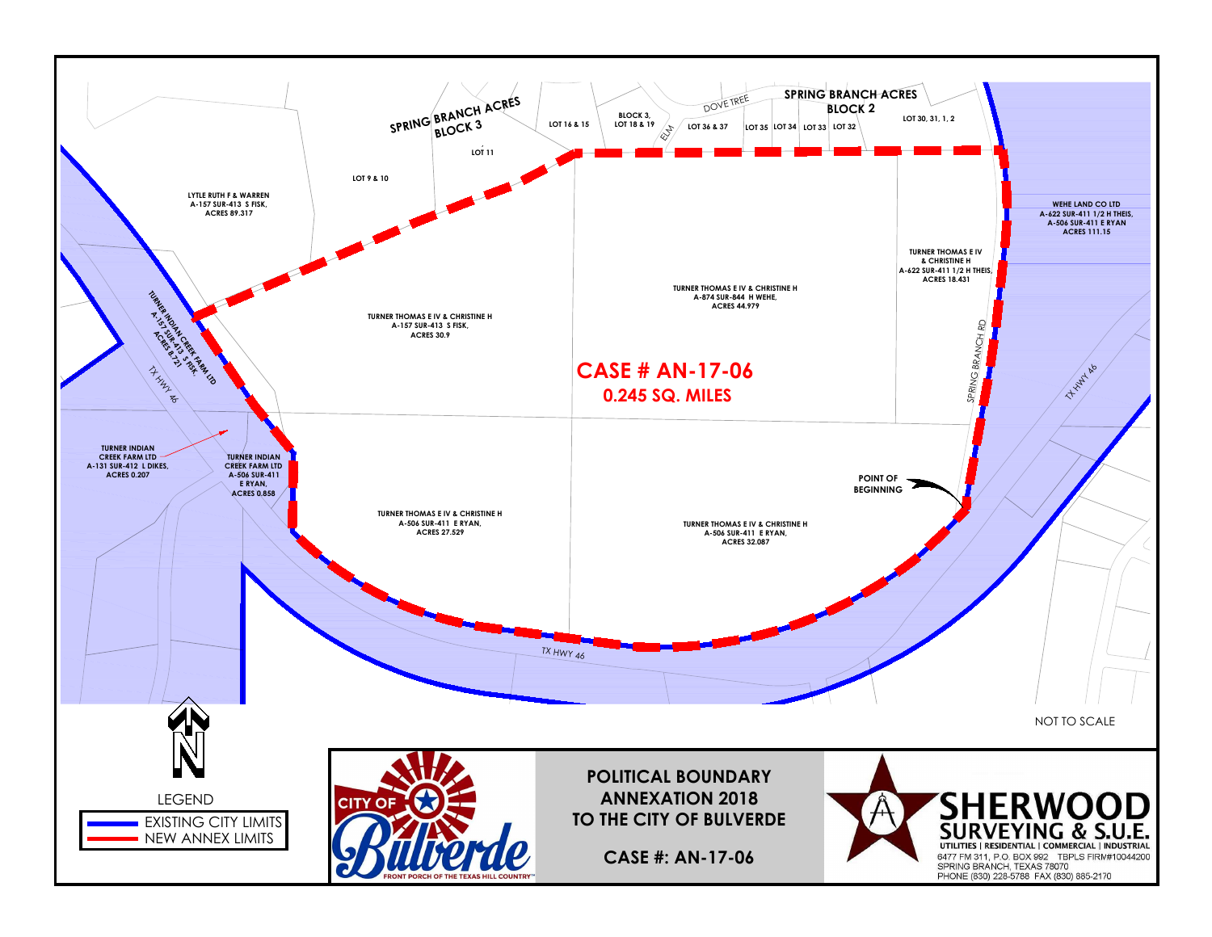# POLITICAL BOUNDARY ANNEXATION 2018 TO THE CITY OF BULVERDE

**CASE #: AN-17-06**

**CASE # AN-17-06**
**0.245 SQ. MILES**

SPRING BRANCH ACRES BLOCK 3

LOT 11

LOT 9 & 10

LOT 16 & 15

BLOCK 3, LOT 18 & 19

ELM

DOVE TREE

SPRING BRANCH ACRES BLOCK 2

LOT 36 & 37 | LOT 35 | LOT 34 | LOT 33 | LOT 32

LOT 30, 31, 1, 2

LYTLE RUTH F & WARREN
A-157 SUR-413 S FISK,
ACRES 89.317

WEHE LAND CO LTD
A-622 SUR-411 1/2 H THEIS,
A-506 SUR-411 E RYAN
ACRES 111.15

TURNER THOMAS E IV & CHRISTINE H
A-622 SUR-411 1/2 H THEIS,
ACRES 18.431

TURNER THOMAS E IV & CHRISTINE H
A-874 SUR-844 H WEHE,
ACRES 44.979

TURNER THOMAS E IV & CHRISTINE H
A-157 SUR-413 S FISK,
ACRES 30.9

TURNER INDIAN CREEK FARM LTD
A-157 SUR-413 S FISK,
ACRES 8.721

TURNER INDIAN CREEK FARM LTD
A-131 SUR-412 L DIKES,
ACRES 0.207

TURNER INDIAN CREEK FARM LTD
A-506 SUR-411 E RYAN,
ACRES 0.858

TURNER THOMAS E IV & CHRISTINE H
A-506 SUR-411 E RYAN,
ACRES 27.529

TURNER THOMAS E IV & CHRISTINE H
A-506 SUR-411 E RYAN,
ACRES 32.087

POINT OF BEGINNING

SPRING BRANCH RD

TX HWY 46

NOT TO SCALE

LEGEND
- EXISTING CITY LIMITS
- NEW ANNEX LIMITS

CITY OF Bulverde
FRONT PORCH OF THE TEXAS HILL COUNTRY™

SHERWOOD SURVEYING & S.U.E.
UTILITIES | RESIDENTIAL | COMMERCIAL | INDUSTRIAL
6477 FM 311, P.O. BOX 992 TBPLS FIRM#10044200
SPRING BRANCH, TEXAS 78070
PHONE (830) 228-5788 FAX (830) 885-2170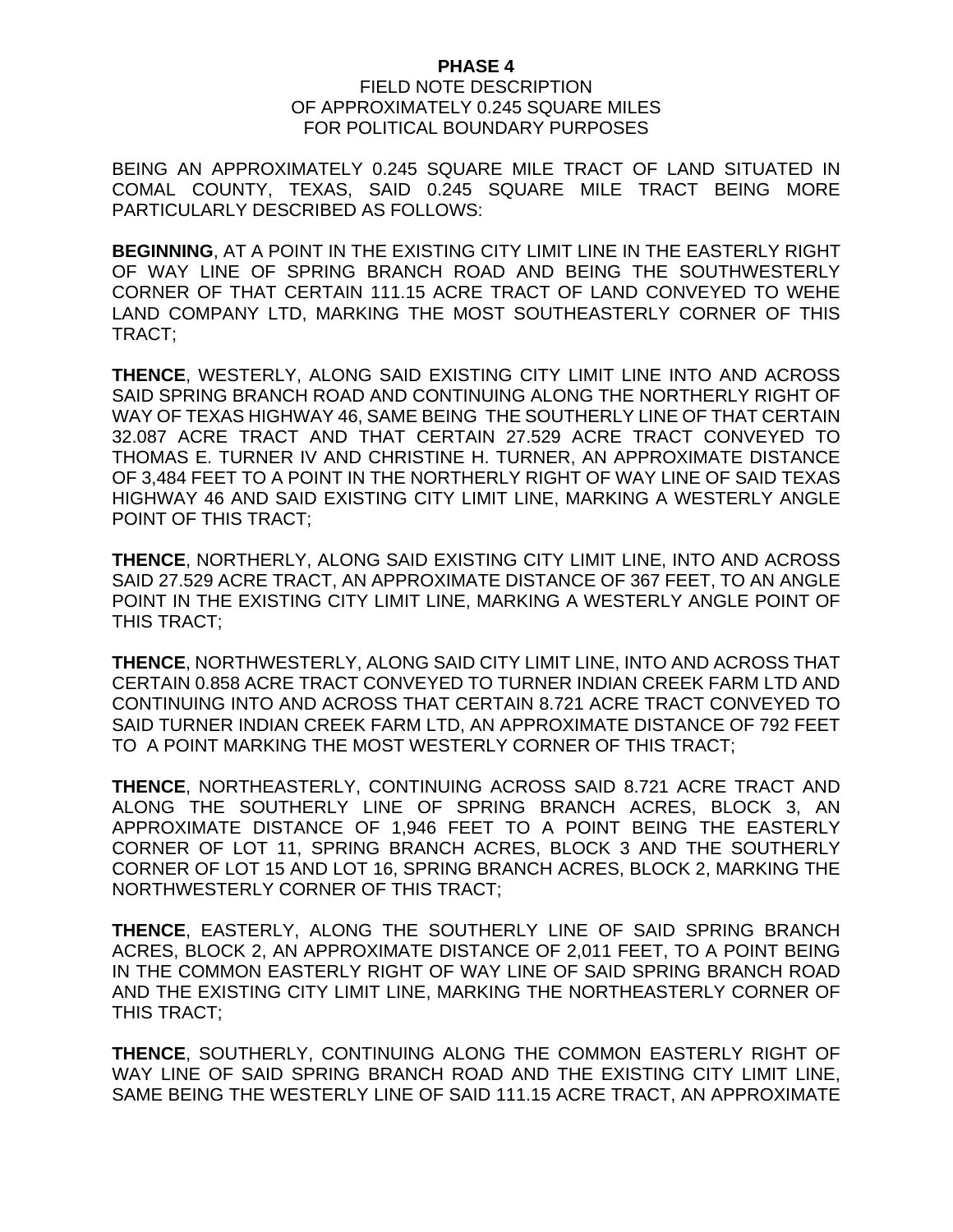**PHASE 4**

FIELD NOTE DESCRIPTION
OF APPROXIMATELY 0.245 SQUARE MILES
FOR POLITICAL BOUNDARY PURPOSES

BEING AN APPROXIMATELY 0.245 SQUARE MILE TRACT OF LAND SITUATED IN COMAL COUNTY, TEXAS, SAID 0.245 SQUARE MILE TRACT BEING MORE PARTICULARLY DESCRIBED AS FOLLOWS:

**BEGINNING**, AT A POINT IN THE EXISTING CITY LIMIT LINE IN THE EASTERLY RIGHT OF WAY LINE OF SPRING BRANCH ROAD AND BEING THE SOUTHWESTERLY CORNER OF THAT CERTAIN 111.15 ACRE TRACT OF LAND CONVEYED TO WEHE LAND COMPANY LTD, MARKING THE MOST SOUTHEASTERLY CORNER OF THIS TRACT;

**THENCE**, WESTERLY, ALONG SAID EXISTING CITY LIMIT LINE INTO AND ACROSS SAID SPRING BRANCH ROAD AND CONTINUING ALONG THE NORTHERLY RIGHT OF WAY OF TEXAS HIGHWAY 46, SAME BEING THE SOUTHERLY LINE OF THAT CERTAIN 32.087 ACRE TRACT AND THAT CERTAIN 27.529 ACRE TRACT CONVEYED TO THOMAS E. TURNER IV AND CHRISTINE H. TURNER, AN APPROXIMATE DISTANCE OF 3,484 FEET TO A POINT IN THE NORTHERLY RIGHT OF WAY LINE OF SAID TEXAS HIGHWAY 46 AND SAID EXISTING CITY LIMIT LINE, MARKING A WESTERLY ANGLE POINT OF THIS TRACT;

**THENCE**, NORTHERLY, ALONG SAID EXISTING CITY LIMIT LINE, INTO AND ACROSS SAID 27.529 ACRE TRACT, AN APPROXIMATE DISTANCE OF 367 FEET, TO AN ANGLE POINT IN THE EXISTING CITY LIMIT LINE, MARKING A WESTERLY ANGLE POINT OF THIS TRACT;

**THENCE**, NORTHWESTERLY, ALONG SAID CITY LIMIT LINE, INTO AND ACROSS THAT CERTAIN 0.858 ACRE TRACT CONVEYED TO TURNER INDIAN CREEK FARM LTD AND CONTINUING INTO AND ACROSS THAT CERTAIN 8.721 ACRE TRACT CONVEYED TO SAID TURNER INDIAN CREEK FARM LTD, AN APPROXIMATE DISTANCE OF 792 FEET TO A POINT MARKING THE MOST WESTERLY CORNER OF THIS TRACT;

**THENCE**, NORTHEASTERLY, CONTINUING ACROSS SAID 8.721 ACRE TRACT AND ALONG THE SOUTHERLY LINE OF SPRING BRANCH ACRES, BLOCK 3, AN APPROXIMATE DISTANCE OF 1,946 FEET TO A POINT BEING THE EASTERLY CORNER OF LOT 11, SPRING BRANCH ACRES, BLOCK 3 AND THE SOUTHERLY CORNER OF LOT 15 AND LOT 16, SPRING BRANCH ACRES, BLOCK 2, MARKING THE NORTHWESTERLY CORNER OF THIS TRACT;

**THENCE**, EASTERLY, ALONG THE SOUTHERLY LINE OF SAID SPRING BRANCH ACRES, BLOCK 2, AN APPROXIMATE DISTANCE OF 2,011 FEET, TO A POINT BEING IN THE COMMON EASTERLY RIGHT OF WAY LINE OF SAID SPRING BRANCH ROAD AND THE EXISTING CITY LIMIT LINE, MARKING THE NORTHEASTERLY CORNER OF THIS TRACT;

**THENCE**, SOUTHERLY, CONTINUING ALONG THE COMMON EASTERLY RIGHT OF WAY LINE OF SAID SPRING BRANCH ROAD AND THE EXISTING CITY LIMIT LINE, SAME BEING THE WESTERLY LINE OF SAID 111.15 ACRE TRACT, AN APPROXIMATE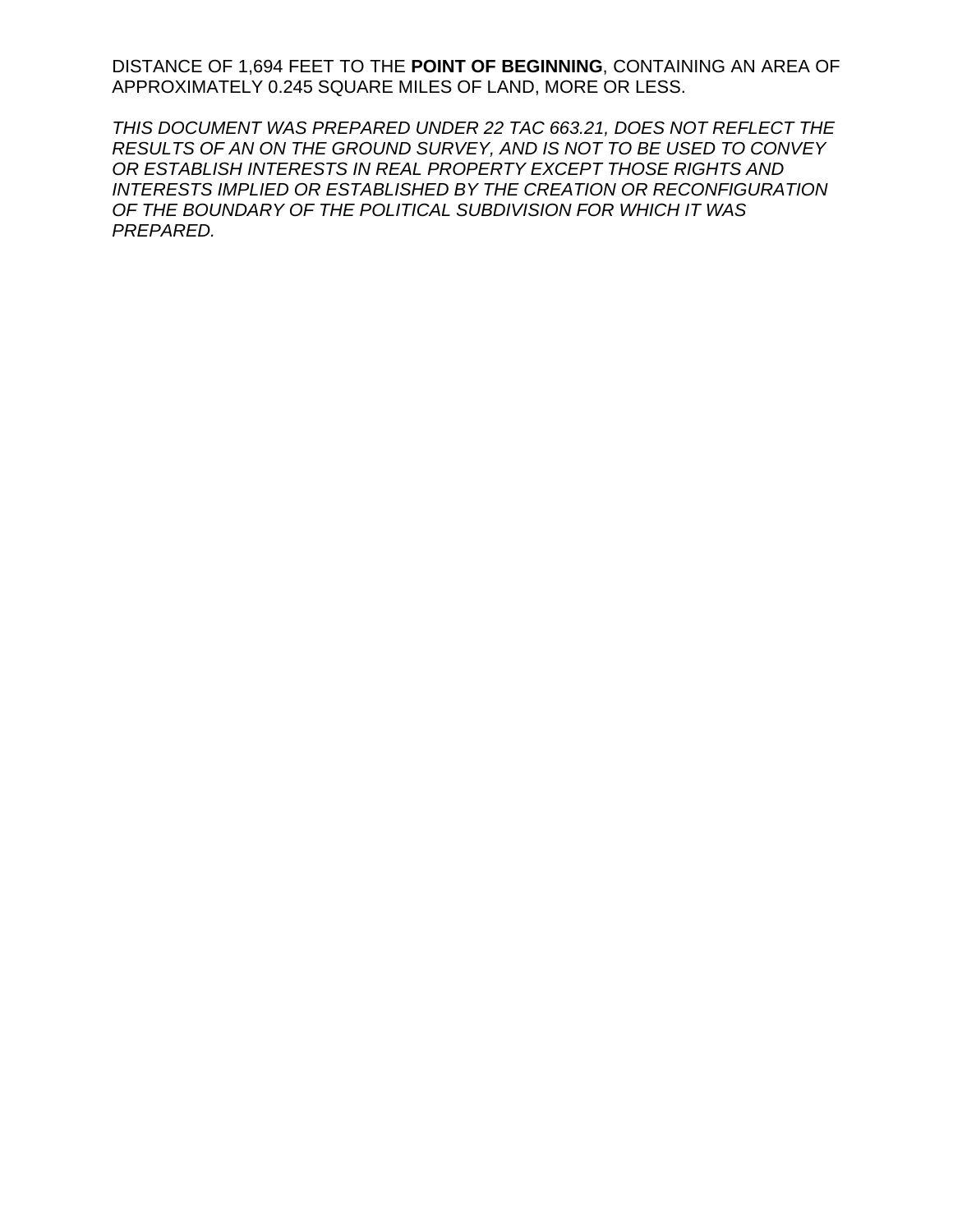DISTANCE OF 1,694 FEET TO THE **POINT OF BEGINNING**, CONTAINING AN AREA OF APPROXIMATELY 0.245 SQUARE MILES OF LAND, MORE OR LESS.

*THIS DOCUMENT WAS PREPARED UNDER 22 TAC 663.21, DOES NOT REFLECT THE RESULTS OF AN ON THE GROUND SURVEY, AND IS NOT TO BE USED TO CONVEY OR ESTABLISH INTERESTS IN REAL PROPERTY EXCEPT THOSE RIGHTS AND INTERESTS IMPLIED OR ESTABLISHED BY THE CREATION OR RECONFIGURATION OF THE BOUNDARY OF THE POLITICAL SUBDIVISION FOR WHICH IT WAS PREPARED.*